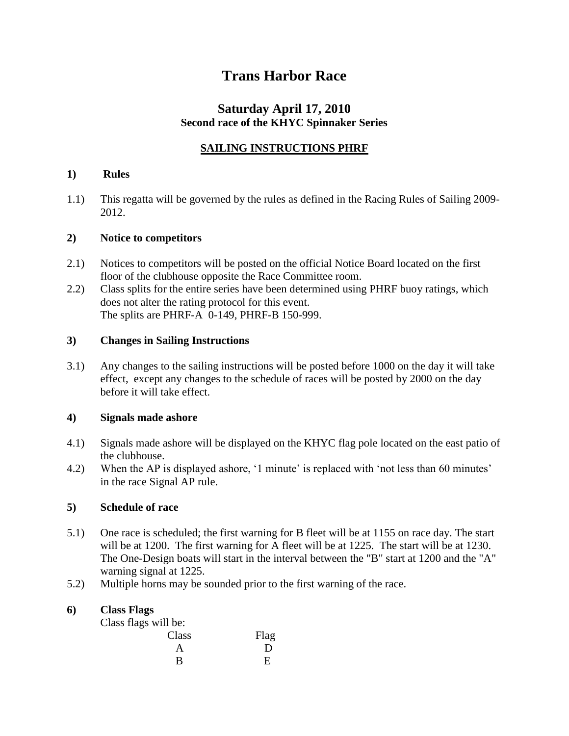# Trans Harbor Race

## Saturday April 17, 2010

### Second race of the KHYC Spinnaker Series

### SAILING INSTRUCTIONS PHRF

**1) Rules**

1.1) This regatta will be governed by the rules as defined in the Racing Rules of Sailing 2009-2012.

**2) Notice to competitors**

2.1) Notices to competitors will be posted on the official Notice Board located on the first floor of the clubhouse opposite the Race Committee room.

2.2) Class splits for the entire series have been determined using PHRF buoy ratings, which does not alter the rating protocol for this event.
The splits are PHRF-A 0-149, PHRF-B 150-999.

**3) Changes in Sailing Instructions**

3.1) Any changes to the sailing instructions will be posted before 1000 on the day it will take effect, except any changes to the schedule of races will be posted by 2000 on the day before it will take effect.

**4) Signals made ashore**

4.1) Signals made ashore will be displayed on the KHYC flag pole located on the east patio of the clubhouse.

4.2) When the AP is displayed ashore, '1 minute' is replaced with 'not less than 60 minutes' in the race Signal AP rule.

**5) Schedule of race**

5.1) One race is scheduled; the first warning for B fleet will be at 1155 on race day. The start will be at 1200. The first warning for A fleet will be at 1225. The start will be at 1230. The One-Design boats will start in the interval between the "B" start at 1200 and the "A" warning signal at 1225.

5.2) Multiple horns may be sounded prior to the first warning of the race.

**6) Class Flags**

Class flags will be:

| Class | Flag |
|---|---|
| A | D |
| B | E |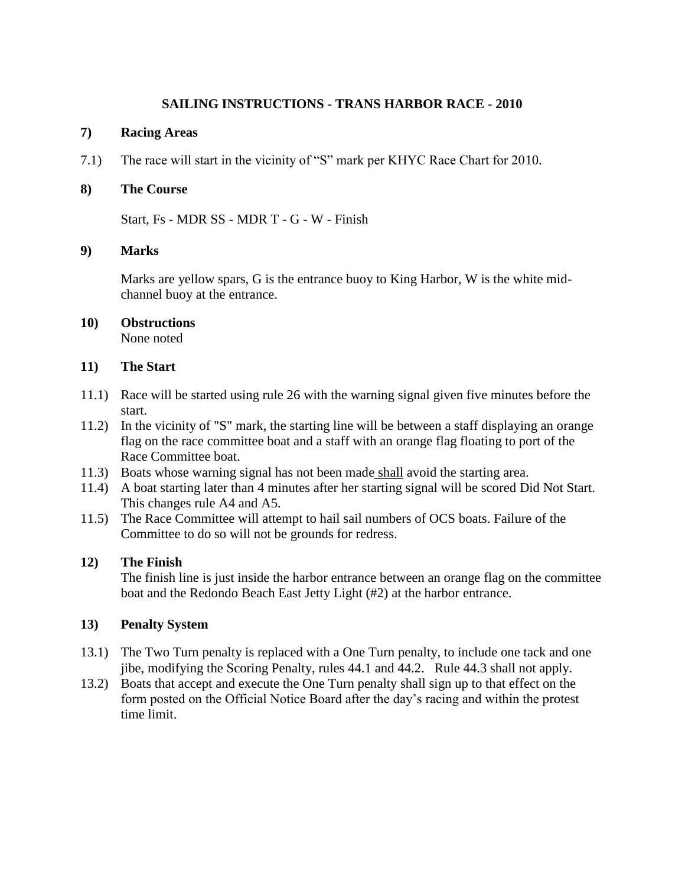# SAILING INSTRUCTIONS - TRANS HARBOR RACE - 2010

## 7) Racing Areas

7.1) The race will start in the vicinity of "S" mark per KHYC Race Chart for 2010.

## 8) The Course

Start, Fs - MDR SS - MDR T - G - W - Finish

## 9) Marks

Marks are yellow spars, G is the entrance buoy to King Harbor, W is the white mid-channel buoy at the entrance.

## 10) Obstructions

None noted

## 11) The Start

11.1) Race will be started using rule 26 with the warning signal given five minutes before the start.

11.2) In the vicinity of "S" mark, the starting line will be between a staff displaying an orange flag on the race committee boat and a staff with an orange flag floating to port of the Race Committee boat.

11.3) Boats whose warning signal has not been made shall avoid the starting area.

11.4) A boat starting later than 4 minutes after her starting signal will be scored Did Not Start. This changes rule A4 and A5.

11.5) The Race Committee will attempt to hail sail numbers of OCS boats. Failure of the Committee to do so will not be grounds for redress.

## 12) The Finish

The finish line is just inside the harbor entrance between an orange flag on the committee boat and the Redondo Beach East Jetty Light (#2) at the harbor entrance.

## 13) Penalty System

13.1) The Two Turn penalty is replaced with a One Turn penalty, to include one tack and one jibe, modifying the Scoring Penalty, rules 44.1 and 44.2. Rule 44.3 shall not apply.

13.2) Boats that accept and execute the One Turn penalty shall sign up to that effect on the form posted on the Official Notice Board after the day's racing and within the protest time limit.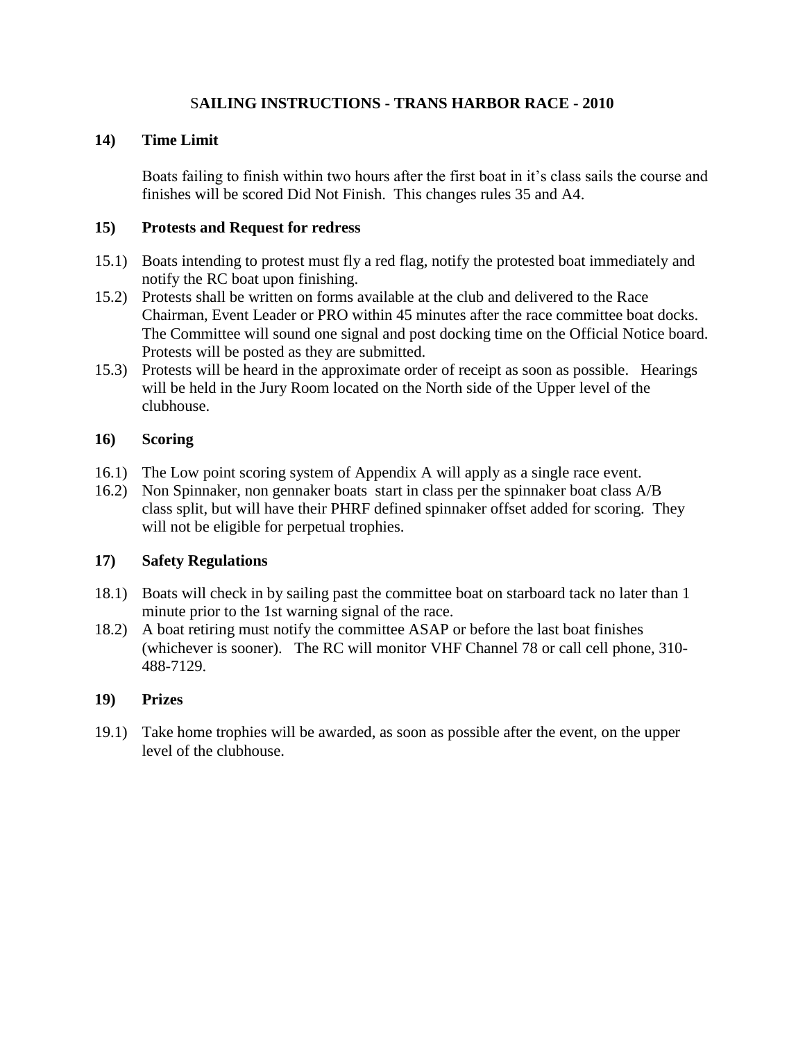# SAILING INSTRUCTIONS - TRANS HARBOR RACE - 2010

**14) Time Limit**

Boats failing to finish within two hours after the first boat in it's class sails the course and finishes will be scored Did Not Finish. This changes rules 35 and A4.

**15) Protests and Request for redress**

15.1) Boats intending to protest must fly a red flag, notify the protested boat immediately and notify the RC boat upon finishing.

15.2) Protests shall be written on forms available at the club and delivered to the Race Chairman, Event Leader or PRO within 45 minutes after the race committee boat docks. The Committee will sound one signal and post docking time on the Official Notice board. Protests will be posted as they are submitted.

15.3) Protests will be heard in the approximate order of receipt as soon as possible. Hearings will be held in the Jury Room located on the North side of the Upper level of the clubhouse.

**16) Scoring**

16.1) The Low point scoring system of Appendix A will apply as a single race event.

16.2) Non Spinnaker, non gennaker boats start in class per the spinnaker boat class A/B class split, but will have their PHRF defined spinnaker offset added for scoring. They will not be eligible for perpetual trophies.

**17) Safety Regulations**

18.1) Boats will check in by sailing past the committee boat on starboard tack no later than 1 minute prior to the 1st warning signal of the race.

18.2) A boat retiring must notify the committee ASAP or before the last boat finishes (whichever is sooner). The RC will monitor VHF Channel 78 or call cell phone, 310-488-7129.

**19) Prizes**

19.1) Take home trophies will be awarded, as soon as possible after the event, on the upper level of the clubhouse.